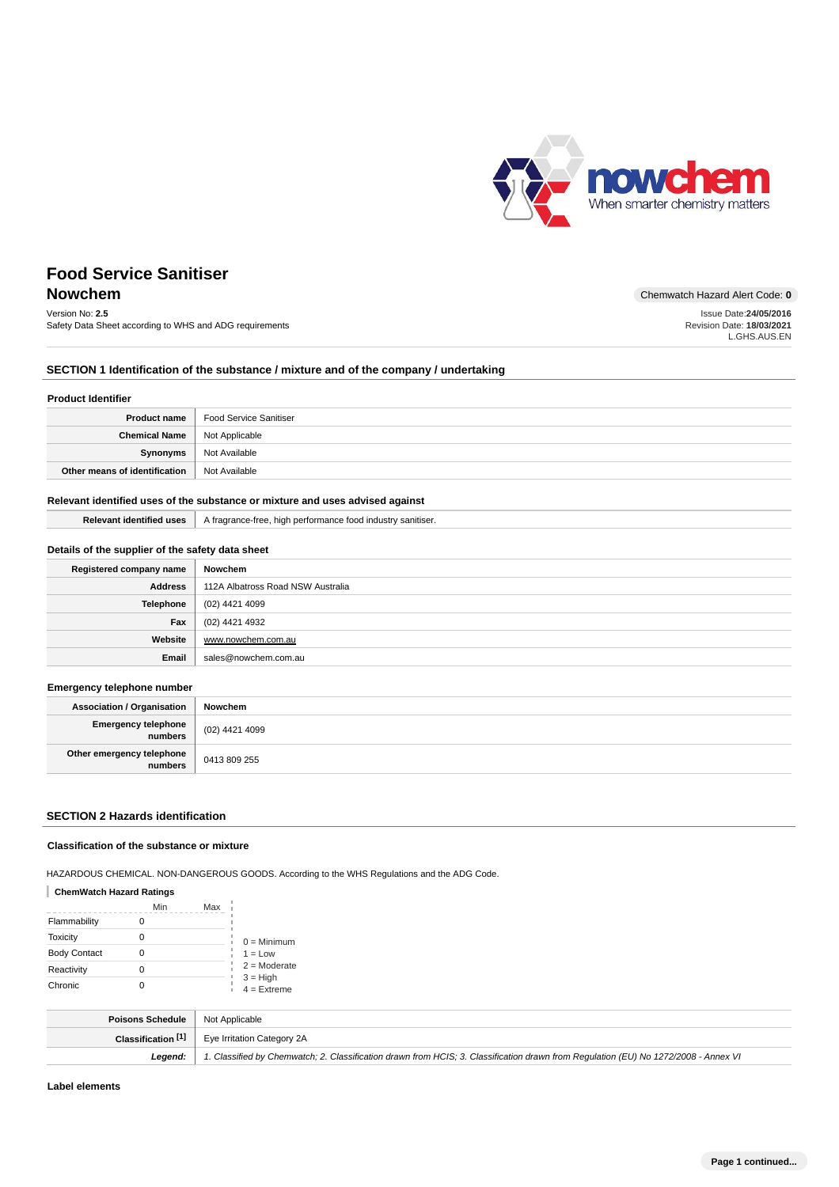# Food Service Sanitiser

## Nowchem

Chemwatch Hazard Alert Code: **0**

Version No: **2.5**
Safety Data Sheet according to WHS and ADG requirements

Issue Date:**24/05/2016**
Revision Date: **18/03/2021**
L.GHS.AUS.EN

## SECTION 1 Identification of the substance / mixture and of the company / undertaking

### Product Identifier

| | |
|---|---|
| **Product name** | Food Service Sanitiser |
| **Chemical Name** | Not Applicable |
| **Synonyms** | Not Available |
| **Other means of identification** | Not Available |

### Relevant identified uses of the substance or mixture and uses advised against

| | |
|---|---|
| **Relevant identified uses** | A fragrance-free, high performance food industry sanitiser. |

### Details of the supplier of the safety data sheet

| | |
|---|---|
| **Registered company name** | Nowchem |
| **Address** | 112A Albatross Road NSW Australia |
| **Telephone** | (02) 4421 4099 |
| **Fax** | (02) 4421 4932 |
| **Website** | www.nowchem.com.au |
| **Email** | sales@nowchem.com.au |

### Emergency telephone number

| | |
|---|---|
| **Association / Organisation** | Nowchem |
| **Emergency telephone numbers** | (02) 4421 4099 |
| **Other emergency telephone numbers** | 0413 809 255 |

## SECTION 2 Hazards identification

### Classification of the substance or mixture

HAZARDOUS CHEMICAL. NON-DANGEROUS GOODS. According to the WHS Regulations and the ADG Code.

**ChemWatch Hazard Ratings**

| | Min | Max |
|---|---|---|
| Flammability | 0 | |
| Toxicity | 0 | |
| Body Contact | 0 | |
| Reactivity | 0 | |
| Chronic | 0 | |

0 = Minimum
1 = Low
2 = Moderate
3 = High
4 = Extreme

| | |
|---|---|
| **Poisons Schedule** | Not Applicable |
| **Classification [1]** | Eye Irritation Category 2A |
| ***Legend:*** | *1. Classified by Chemwatch; 2. Classification drawn from HCIS; 3. Classification drawn from Regulation (EU) No 1272/2008 - Annex VI* |

### Label elements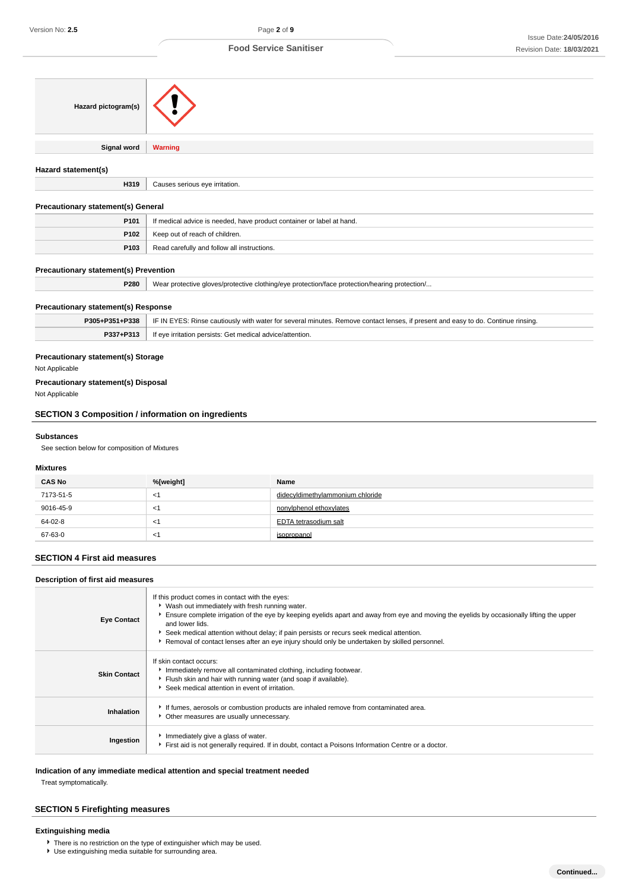| | |
|---|---|
| **Hazard pictogram(s)** | |
| **Signal word** | Warning |

### Hazard statement(s)

| | |
|---|---|
| **H319** | Causes serious eye irritation. |

### Precautionary statement(s) General

| | |
|---|---|
| **P101** | If medical advice is needed, have product container or label at hand. |
| **P102** | Keep out of reach of children. |
| **P103** | Read carefully and follow all instructions. |

### Precautionary statement(s) Prevention

| | |
|---|---|
| **P280** | Wear protective gloves/protective clothing/eye protection/face protection/hearing protection/... |

### Precautionary statement(s) Response

| | |
|---|---|
| **P305+P351+P338** | IF IN EYES: Rinse cautiously with water for several minutes. Remove contact lenses, if present and easy to do. Continue rinsing. |
| **P337+P313** | If eye irritation persists: Get medical advice/attention. |

### Precautionary statement(s) Storage

Not Applicable

### Precautionary statement(s) Disposal

Not Applicable

## SECTION 3 Composition / information on ingredients

### Substances

See section below for composition of Mixtures

### Mixtures

| CAS No | %[weight] | Name |
|---|---|---|
| 7173-51-5 | <1 | didecyldimethylammonium chloride |
| 9016-45-9 | <1 | nonylphenol ethoxylates |
| 64-02-8 | <1 | EDTA tetrasodium salt |
| 67-63-0 | <1 | isopropanol |

## SECTION 4 First aid measures

### Description of first aid measures

| | |
|---|---|
| **Eye Contact** | If this product comes in contact with the eyes:<br>▸ Wash out immediately with fresh running water.<br>▸ Ensure complete irrigation of the eye by keeping eyelids apart and away from eye and moving the eyelids by occasionally lifting the upper and lower lids.<br>▸ Seek medical attention without delay; if pain persists or recurs seek medical attention.<br>▸ Removal of contact lenses after an eye injury should only be undertaken by skilled personnel. |
| **Skin Contact** | If skin contact occurs:<br>▸ Immediately remove all contaminated clothing, including footwear.<br>▸ Flush skin and hair with running water (and soap if available).<br>▸ Seek medical attention in event of irritation. |
| **Inhalation** | ▸ If fumes, aerosols or combustion products are inhaled remove from contaminated area.<br>▸ Other measures are usually unnecessary. |
| **Ingestion** | ▸ Immediately give a glass of water.<br>▸ First aid is not generally required. If in doubt, contact a Poisons Information Centre or a doctor. |

### Indication of any immediate medical attention and special treatment needed

Treat symptomatically.

## SECTION 5 Firefighting measures

### Extinguishing media

- There is no restriction on the type of extinguisher which may be used.
- Use extinguishing media suitable for surrounding area.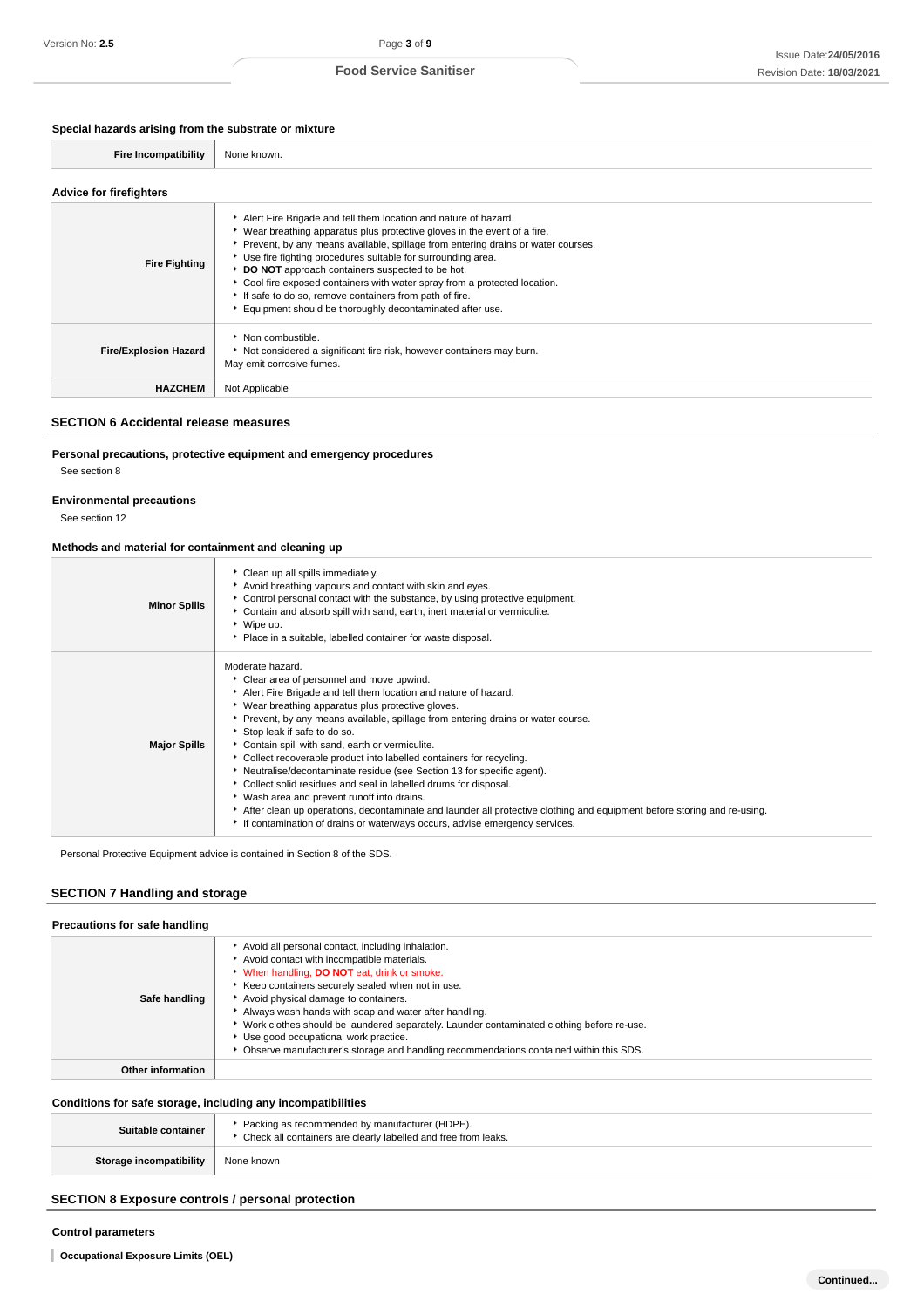### Special hazards arising from the substrate or mixture

| | |
|---|---|
| **Fire Incompatibility** | None known. |

### Advice for firefighters

| | |
|---|---|
| **Fire Fighting** | - Alert Fire Brigade and tell them location and nature of hazard.<br>- Wear breathing apparatus plus protective gloves in the event of a fire.<br>- Prevent, by any means available, spillage from entering drains or water courses.<br>- Use fire fighting procedures suitable for surrounding area.<br>- **DO NOT** approach containers suspected to be hot.<br>- Cool fire exposed containers with water spray from a protected location.<br>- If safe to do so, remove containers from path of fire.<br>- Equipment should be thoroughly decontaminated after use. |
| **Fire/Explosion Hazard** | - Non combustible.<br>- Not considered a significant fire risk, however containers may burn.<br>May emit corrosive fumes. |
| **HAZCHEM** | Not Applicable |

## SECTION 6 Accidental release measures

### Personal precautions, protective equipment and emergency procedures

See section 8

### Environmental precautions

See section 12

### Methods and material for containment and cleaning up

| | |
|---|---|
| **Minor Spills** | - Clean up all spills immediately.<br>- Avoid breathing vapours and contact with skin and eyes.<br>- Control personal contact with the substance, by using protective equipment.<br>- Contain and absorb spill with sand, earth, inert material or vermiculite.<br>- Wipe up.<br>- Place in a suitable, labelled container for waste disposal. |
| **Major Spills** | Moderate hazard.<br>- Clear area of personnel and move upwind.<br>- Alert Fire Brigade and tell them location and nature of hazard.<br>- Wear breathing apparatus plus protective gloves.<br>- Prevent, by any means available, spillage from entering drains or water course.<br>- Stop leak if safe to do so.<br>- Contain spill with sand, earth or vermiculite.<br>- Collect recoverable product into labelled containers for recycling.<br>- Neutralise/decontaminate residue (see Section 13 for specific agent).<br>- Collect solid residues and seal in labelled drums for disposal.<br>- Wash area and prevent runoff into drains.<br>- After clean up operations, decontaminate and launder all protective clothing and equipment before storing and re-using.<br>- If contamination of drains or waterways occurs, advise emergency services. |

Personal Protective Equipment advice is contained in Section 8 of the SDS.

## SECTION 7 Handling and storage

### Precautions for safe handling

| | |
|---|---|
| **Safe handling** | - Avoid all personal contact, including inhalation.<br>- Avoid contact with incompatible materials.<br>- When handling, **DO NOT** eat, drink or smoke.<br>- Keep containers securely sealed when not in use.<br>- Avoid physical damage to containers.<br>- Always wash hands with soap and water after handling.<br>- Work clothes should be laundered separately. Launder contaminated clothing before re-use.<br>- Use good occupational work practice.<br>- Observe manufacturer's storage and handling recommendations contained within this SDS. |
| **Other information** | |

### Conditions for safe storage, including any incompatibilities

| | |
|---|---|
| **Suitable container** | - Packing as recommended by manufacturer (HDPE).<br>- Check all containers are clearly labelled and free from leaks. |
| **Storage incompatibility** | None known |

## SECTION 8 Exposure controls / personal protection

### Control parameters

**Occupational Exposure Limits (OEL)**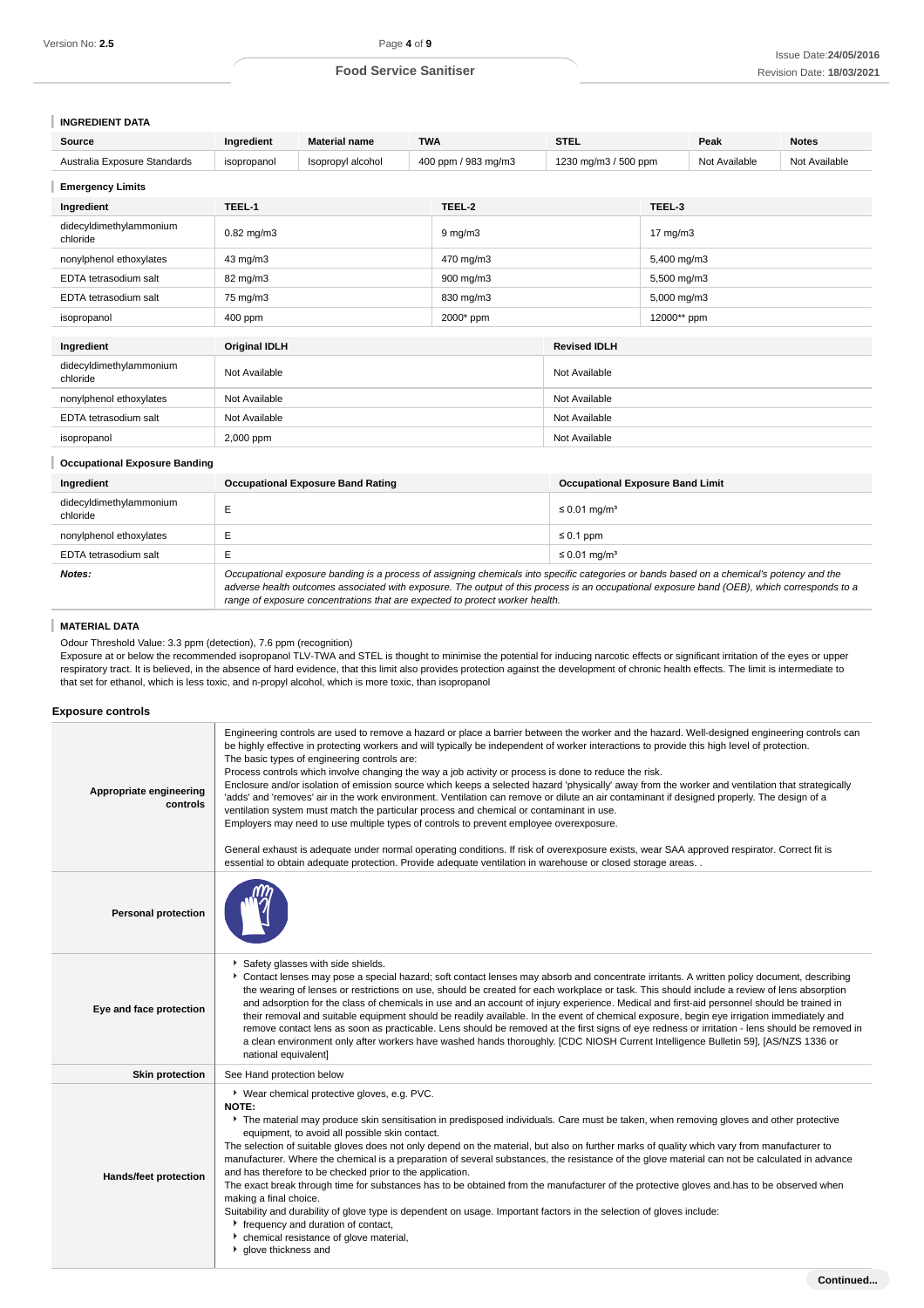### INGREDIENT DATA

| Source | Ingredient | Material name | TWA | STEL | Peak | Notes |
|---|---|---|---|---|---|---|
| Australia Exposure Standards | isopropanol | Isopropyl alcohol | 400 ppm / 983 mg/m3 | 1230 mg/m3 / 500 ppm | Not Available | Not Available |

### Emergency Limits

| Ingredient | TEEL-1 | TEEL-2 | TEEL-3 |
|---|---|---|---|
| didecyldimethylammonium chloride | 0.82 mg/m3 | 9 mg/m3 | 17 mg/m3 |
| nonylphenol ethoxylates | 43 mg/m3 | 470 mg/m3 | 5,400 mg/m3 |
| EDTA tetrasodium salt | 82 mg/m3 | 900 mg/m3 | 5,500 mg/m3 |
| EDTA tetrasodium salt | 75 mg/m3 | 830 mg/m3 | 5,000 mg/m3 |
| isopropanol | 400 ppm | 2000* ppm | 12000** ppm |

| Ingredient | Original IDLH | Revised IDLH |
|---|---|---|
| didecyldimethylammonium chloride | Not Available | Not Available |
| nonylphenol ethoxylates | Not Available | Not Available |
| EDTA tetrasodium salt | Not Available | Not Available |
| isopropanol | 2,000 ppm | Not Available |

### Occupational Exposure Banding

| Ingredient | Occupational Exposure Band Rating | Occupational Exposure Band Limit |
|---|---|---|
| didecyldimethylammonium chloride | E | ≤ 0.01 mg/m³ |
| nonylphenol ethoxylates | E | ≤ 0.1 ppm |
| EDTA tetrasodium salt | E | ≤ 0.01 mg/m³ |
| ***Notes:*** | *Occupational exposure banding is a process of assigning chemicals into specific categories or bands based on a chemical's potency and the adverse health outcomes associated with exposure. The output of this process is an occupational exposure band (OEB), which corresponds to a range of exposure concentrations that are expected to protect worker health.* | |

### MATERIAL DATA

Odour Threshold Value: 3.3 ppm (detection), 7.6 ppm (recognition)
Exposure at or below the recommended isopropanol TLV-TWA and STEL is thought to minimise the potential for inducing narcotic effects or significant irritation of the eyes or upper respiratory tract. It is believed, in the absence of hard evidence, that this limit also provides protection against the development of chronic health effects. The limit is intermediate to that set for ethanol, which is less toxic, and n-propyl alcohol, which is more toxic, than isopropanol

## Exposure controls

| | |
|---|---|
| **Appropriate engineering controls** | Engineering controls are used to remove a hazard or place a barrier between the worker and the hazard. Well-designed engineering controls can be highly effective in protecting workers and will typically be independent of worker interactions to provide this high level of protection.<br>The basic types of engineering controls are:<br>Process controls which involve changing the way a job activity or process is done to reduce the risk.<br>Enclosure and/or isolation of emission source which keeps a selected hazard 'physically' away from the worker and ventilation that strategically 'adds' and 'removes' air in the work environment. Ventilation can remove or dilute an air contaminant if designed properly. The design of a ventilation system must match the particular process and chemical or contaminant in use.<br>Employers may need to use multiple types of controls to prevent employee overexposure.<br><br>General exhaust is adequate under normal operating conditions. If risk of overexposure exists, wear SAA approved respirator. Correct fit is essential to obtain adequate protection. Provide adequate ventilation in warehouse or closed storage areas. . |
| **Personal protection** | |
| **Eye and face protection** | ▸ Safety glasses with side shields.<br>▸ Contact lenses may pose a special hazard; soft contact lenses may absorb and concentrate irritants. A written policy document, describing the wearing of lenses or restrictions on use, should be created for each workplace or task. This should include a review of lens absorption and adsorption for the class of chemicals in use and an account of injury experience. Medical and first-aid personnel should be trained in their removal and suitable equipment should be readily available. In the event of chemical exposure, begin eye irrigation immediately and remove contact lens as soon as practicable. Lens should be removed at the first signs of eye redness or irritation - lens should be removed in a clean environment only after workers have washed hands thoroughly. [CDC NIOSH Current Intelligence Bulletin 59], [AS/NZS 1336 or national equivalent] |
| **Skin protection** | See Hand protection below |
| **Hands/feet protection** | ▸ Wear chemical protective gloves, e.g. PVC.<br>**NOTE:**<br>▸ The material may produce skin sensitisation in predisposed individuals. Care must be taken, when removing gloves and other protective equipment, to avoid all possible skin contact.<br>The selection of suitable gloves does not only depend on the material, but also on further marks of quality which vary from manufacturer to manufacturer. Where the chemical is a preparation of several substances, the resistance of the glove material can not be calculated in advance and has therefore to be checked prior to the application.<br>The exact break through time for substances has to be obtained from the manufacturer of the protective gloves and.has to be observed when making a final choice.<br>Suitability and durability of glove type is dependent on usage. Important factors in the selection of gloves include:<br>▸ frequency and duration of contact,<br>▸ chemical resistance of glove material,<br>▸ glove thickness and |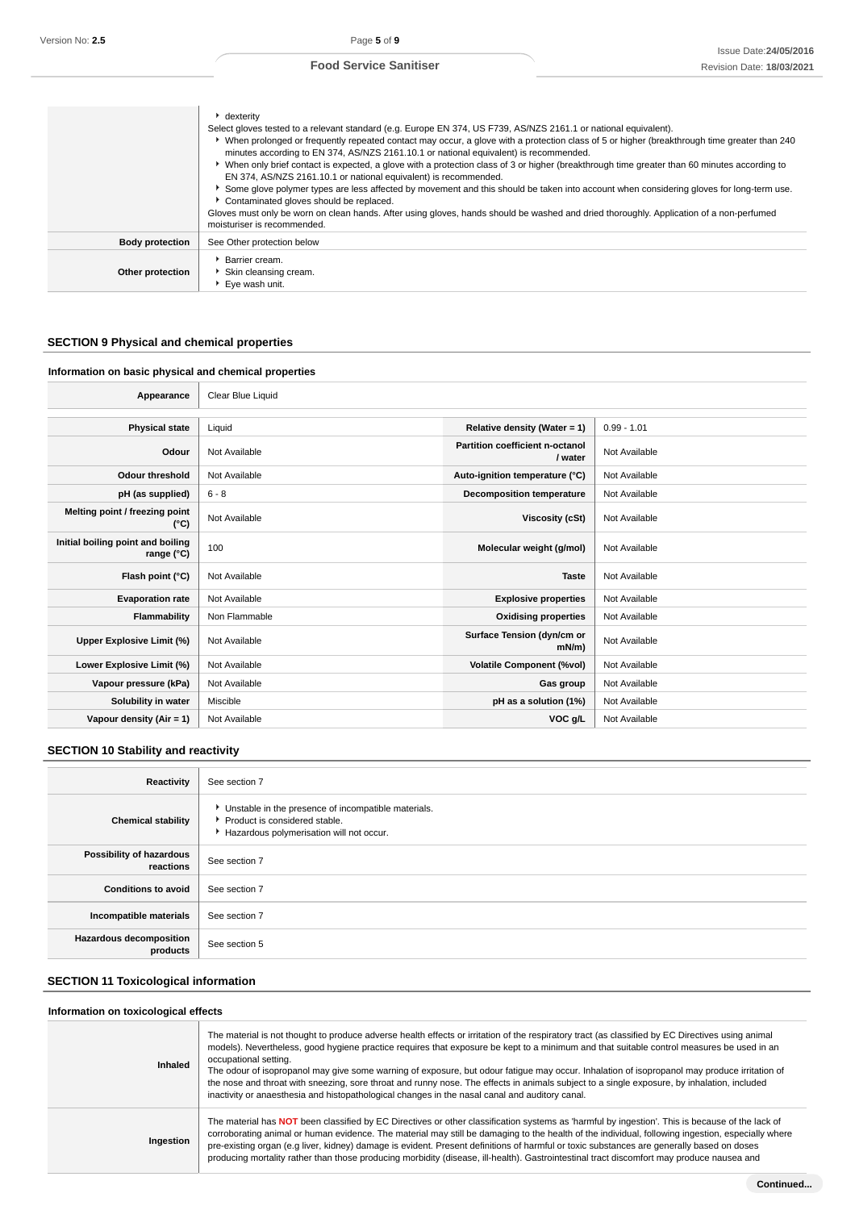| | |
|---|---|
| | ▸ dexterity<br>Select gloves tested to a relevant standard (e.g. Europe EN 374, US F739, AS/NZS 2161.1 or national equivalent).<br>▸ When prolonged or frequently repeated contact may occur, a glove with a protection class of 5 or higher (breakthrough time greater than 240 minutes according to EN 374, AS/NZS 2161.10.1 or national equivalent) is recommended.<br>▸ When only brief contact is expected, a glove with a protection class of 3 or higher (breakthrough time greater than 60 minutes according to EN 374, AS/NZS 2161.10.1 or national equivalent) is recommended.<br>▸ Some glove polymer types are less affected by movement and this should be taken into account when considering gloves for long-term use.<br>▸ Contaminated gloves should be replaced.<br>Gloves must only be worn on clean hands. After using gloves, hands should be washed and dried thoroughly. Application of a non-perfumed moisturiser is recommended. |
| **Body protection** | See Other protection below |
| **Other protection** | ▸ Barrier cream.<br>▸ Skin cleansing cream.<br>▸ Eye wash unit. |

## SECTION 9 Physical and chemical properties

### Information on basic physical and chemical properties

| | |
|---|---|
| **Appearance** | Clear Blue Liquid |

| | | | |
|---|---|---|---|
| **Physical state** | Liquid | **Relative density (Water = 1)** | 0.99 - 1.01 |
| **Odour** | Not Available | **Partition coefficient n-octanol / water** | Not Available |
| **Odour threshold** | Not Available | **Auto-ignition temperature (°C)** | Not Available |
| **pH (as supplied)** | 6 - 8 | **Decomposition temperature** | Not Available |
| **Melting point / freezing point (°C)** | Not Available | **Viscosity (cSt)** | Not Available |
| **Initial boiling point and boiling range (°C)** | 100 | **Molecular weight (g/mol)** | Not Available |
| **Flash point (°C)** | Not Available | **Taste** | Not Available |
| **Evaporation rate** | Not Available | **Explosive properties** | Not Available |
| **Flammability** | Non Flammable | **Oxidising properties** | Not Available |
| **Upper Explosive Limit (%)** | Not Available | **Surface Tension (dyn/cm or mN/m)** | Not Available |
| **Lower Explosive Limit (%)** | Not Available | **Volatile Component (%vol)** | Not Available |
| **Vapour pressure (kPa)** | Not Available | **Gas group** | Not Available |
| **Solubility in water** | Miscible | **pH as a solution (1%)** | Not Available |
| **Vapour density (Air = 1)** | Not Available | **VOC g/L** | Not Available |

## SECTION 10 Stability and reactivity

| | |
|---|---|
| **Reactivity** | See section 7 |
| **Chemical stability** | ▸ Unstable in the presence of incompatible materials.<br>▸ Product is considered stable.<br>▸ Hazardous polymerisation will not occur. |
| **Possibility of hazardous reactions** | See section 7 |
| **Conditions to avoid** | See section 7 |
| **Incompatible materials** | See section 7 |
| **Hazardous decomposition products** | See section 5 |

## SECTION 11 Toxicological information

### Information on toxicological effects

| | |
|---|---|
| **Inhaled** | The material is not thought to produce adverse health effects or irritation of the respiratory tract (as classified by EC Directives using animal models). Nevertheless, good hygiene practice requires that exposure be kept to a minimum and that suitable control measures be used in an occupational setting.<br>The odour of isopropanol may give some warning of exposure, but odour fatigue may occur. Inhalation of isopropanol may produce irritation of the nose and throat with sneezing, sore throat and runny nose. The effects in animals subject to a single exposure, by inhalation, included inactivity or anaesthesia and histopathological changes in the nasal canal and auditory canal. |
| **Ingestion** | The material has **NOT** been classified by EC Directives or other classification systems as 'harmful by ingestion'. This is because of the lack of corroborating animal or human evidence. The material may still be damaging to the health of the individual, following ingestion, especially where pre-existing organ (e.g liver, kidney) damage is evident. Present definitions of harmful or toxic substances are generally based on doses producing mortality rather than those producing morbidity (disease, ill-health). Gastrointestinal tract discomfort may produce nausea and |

Continued...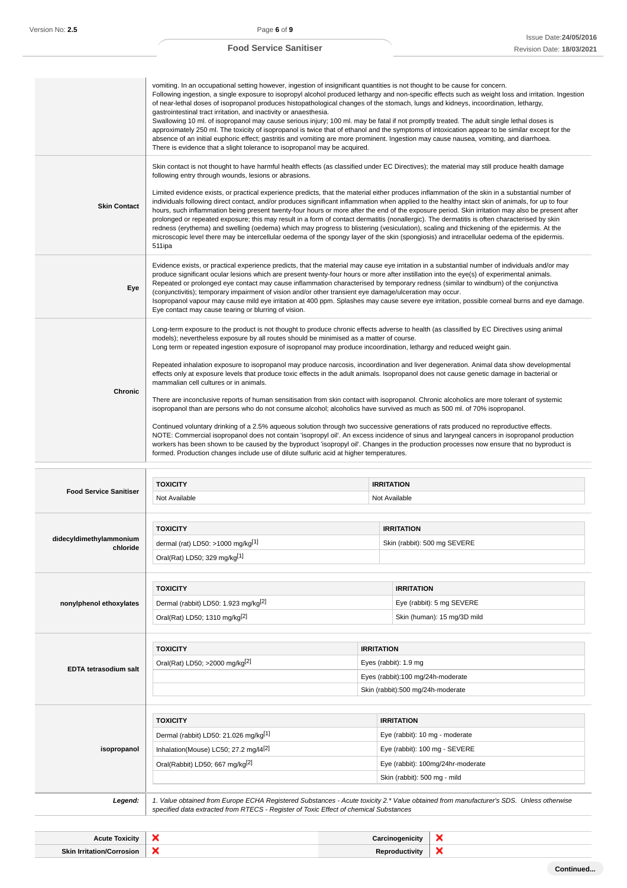| | |
|---|---|
| | vomiting. In an occupational setting however, ingestion of insignificant quantities is not thought to be cause for concern.<br>Following ingestion, a single exposure to isopropyl alcohol produced lethargy and non-specific effects such as weight loss and irritation. Ingestion of near-lethal doses of isopropanol produces histopathological changes of the stomach, lungs and kidneys, incoordination, lethargy, gastrointestinal tract irritation, and inactivity or anaesthesia.<br>Swallowing 10 ml. of isopropanol may cause serious injury; 100 ml. may be fatal if not promptly treated. The adult single lethal doses is approximately 250 ml. The toxicity of isopropanol is twice that of ethanol and the symptoms of intoxication appear to be similar except for the absence of an initial euphoric effect; gastritis and vomiting are more prominent. Ingestion may cause nausea, vomiting, and diarrhoea.<br>There is evidence that a slight tolerance to isopropanol may be acquired. |
| **Skin Contact** | Skin contact is not thought to have harmful health effects (as classified under EC Directives); the material may still produce health damage following entry through wounds, lesions or abrasions.<br><br>Limited evidence exists, or practical experience predicts, that the material either produces inflammation of the skin in a substantial number of individuals following direct contact, and/or produces significant inflammation when applied to the healthy intact skin of animals, for up to four hours, such inflammation being present twenty-four hours or more after the end of the exposure period. Skin irritation may also be present after prolonged or repeated exposure; this may result in a form of contact dermatitis (nonallergic). The dermatitis is often characterised by skin redness (erythema) and swelling (oedema) which may progress to blistering (vesiculation), scaling and thickening of the epidermis. At the microscopic level there may be intercellular oedema of the spongy layer of the skin (spongiosis) and intracellular oedema of the epidermis.<br>511ipa |
| **Eye** | Evidence exists, or practical experience predicts, that the material may cause eye irritation in a substantial number of individuals and/or may produce significant ocular lesions which are present twenty-four hours or more after instillation into the eye(s) of experimental animals.<br>Repeated or prolonged eye contact may cause inflammation characterised by temporary redness (similar to windburn) of the conjunctiva (conjunctivitis); temporary impairment of vision and/or other transient eye damage/ulceration may occur.<br>Isopropanol vapour may cause mild eye irritation at 400 ppm. Splashes may cause severe eye irritation, possible corneal burns and eye damage. Eye contact may cause tearing or blurring of vision. |
| **Chronic** | Long-term exposure to the product is not thought to produce chronic effects adverse to health (as classified by EC Directives using animal models); nevertheless exposure by all routes should be minimised as a matter of course.<br>Long term or repeated ingestion exposure of isopropanol may produce incoordination, lethargy and reduced weight gain.<br><br>Repeated inhalation exposure to isopropanol may produce narcosis, incoordination and liver degeneration. Animal data show developmental effects only at exposure levels that produce toxic effects in the adult animals. Isopropanol does not cause genetic damage in bacterial or mammalian cell cultures or in animals.<br><br>There are inconclusive reports of human sensitisation from skin contact with isopropanol. Chronic alcoholics are more tolerant of systemic isopropanol than are persons who do not consume alcohol; alcoholics have survived as much as 500 ml. of 70% isopropanol.<br><br>Continued voluntary drinking of a 2.5% aqueous solution through two successive generations of rats produced no reproductive effects.<br>NOTE: Commercial isopropanol does not contain 'isopropyl oil'. An excess incidence of sinus and laryngeal cancers in isopropanol production workers has been shown to be caused by the byproduct 'isopropyl oil'. Changes in the production processes now ensure that no byproduct is formed. Production changes include use of dilute sulfuric acid at higher temperatures. |

**Food Service Sanitiser**

| TOXICITY | IRRITATION |
|---|---|
| Not Available | Not Available |

**didecyldimethylammonium chloride**

| TOXICITY | IRRITATION |
|---|---|
| dermal (rat) LD50: >1000 mg/kg[1] | Skin (rabbit): 500 mg SEVERE |
| Oral(Rat) LD50; 329 mg/kg[1] | |

**nonylphenol ethoxylates**

| TOXICITY | IRRITATION |
|---|---|
| Dermal (rabbit) LD50: 1.923 mg/kg[2] | Eye (rabbit): 5 mg SEVERE |
| Oral(Rat) LD50; 1310 mg/kg[2] | Skin (human): 15 mg/3D mild |

**EDTA tetrasodium salt**

| TOXICITY | IRRITATION |
|---|---|
| Oral(Rat) LD50; >2000 mg/kg[2] | Eyes (rabbit): 1.9 mg |
| | Eyes (rabbit):100 mg/24h-moderate |
| | Skin (rabbit):500 mg/24h-moderate |

**isopropanol**

| TOXICITY | IRRITATION |
|---|---|
| Dermal (rabbit) LD50: 21.026 mg/kg[1] | Eye (rabbit): 10 mg - moderate |
| Inhalation(Mouse) LC50; 27.2 mg/l4[2] | Eye (rabbit): 100 mg - SEVERE |
| Oral(Rabbit) LD50; 667 mg/kg[2] | Eye (rabbit): 100mg/24hr-moderate |
| | Skin (rabbit): 500 mg - mild |

***Legend:*** *1. Value obtained from Europe ECHA Registered Substances - Acute toxicity 2.* Value obtained from manufacturer's SDS. Unless otherwise specified data extracted from RTECS - Register of Toxic Effect of chemical Substances*

| | | | |
|---|---|---|---|
| **Acute Toxicity** | ❌ | **Carcinogenicity** | ❌ |
| **Skin Irritation/Corrosion** | ❌ | **Reproductivity** | ❌ |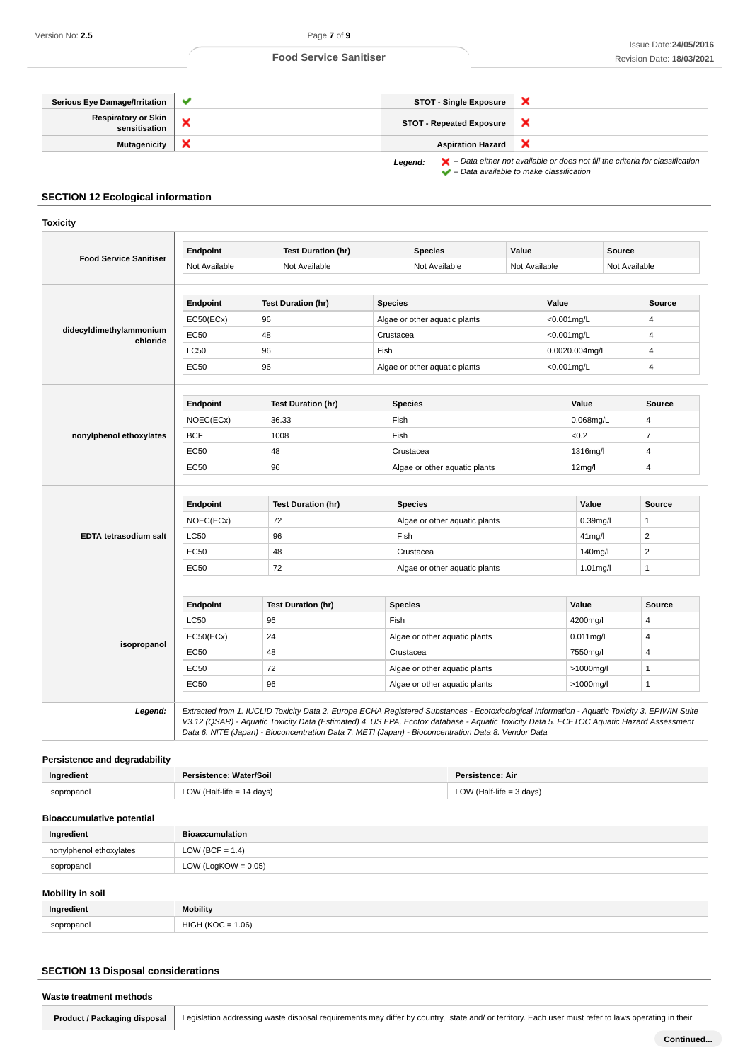| Serious Eye Damage/Irritation | ✔ | STOT - Single Exposure | ✘ |
|---|---|---|---|
| Respiratory or Skin sensitisation | ✘ | STOT - Repeated Exposure | ✘ |
| Mutagenicity | ✘ | Aspiration Hazard | ✘ |

*Legend:* ✘ *– Data either not available or does not fill the criteria for classification*
✔ *– Data available to make classification*

## SECTION 12 Ecological information

### Toxicity

**Food Service Sanitiser**

| Endpoint | Test Duration (hr) | Species | Value | Source |
|---|---|---|---|---|
| Not Available | Not Available | Not Available | Not Available | Not Available |

**didecyldimethylammonium chloride**

| Endpoint | Test Duration (hr) | Species | Value | Source |
|---|---|---|---|---|
| EC50(ECx) | 96 | Algae or other aquatic plants | <0.001mg/L | 4 |
| EC50 | 48 | Crustacea | <0.001mg/L | 4 |
| LC50 | 96 | Fish | 0.0020.004mg/L | 4 |
| EC50 | 96 | Algae or other aquatic plants | <0.001mg/L | 4 |

**nonylphenol ethoxylates**

| Endpoint | Test Duration (hr) | Species | Value | Source |
|---|---|---|---|---|
| NOEC(ECx) | 36.33 | Fish | 0.068mg/L | 4 |
| BCF | 1008 | Fish | <0.2 | 7 |
| EC50 | 48 | Crustacea | 1316mg/l | 4 |
| EC50 | 96 | Algae or other aquatic plants | 12mg/l | 4 |

**EDTA tetrasodium salt**

| Endpoint | Test Duration (hr) | Species | Value | Source |
|---|---|---|---|---|
| NOEC(ECx) | 72 | Algae or other aquatic plants | 0.39mg/l | 1 |
| LC50 | 96 | Fish | 41mg/l | 2 |
| EC50 | 48 | Crustacea | 140mg/l | 2 |
| EC50 | 72 | Algae or other aquatic plants | 1.01mg/l | 1 |

**isopropanol**

| Endpoint | Test Duration (hr) | Species | Value | Source |
|---|---|---|---|---|
| LC50 | 96 | Fish | 4200mg/l | 4 |
| EC50(ECx) | 24 | Algae or other aquatic plants | 0.011mg/L | 4 |
| EC50 | 48 | Crustacea | 7550mg/l | 4 |
| EC50 | 72 | Algae or other aquatic plants | >1000mg/l | 1 |
| EC50 | 96 | Algae or other aquatic plants | >1000mg/l | 1 |

***Legend:*** *Extracted from 1. IUCLID Toxicity Data 2. Europe ECHA Registered Substances - Ecotoxicological Information - Aquatic Toxicity 3. EPIWIN Suite V3.12 (QSAR) - Aquatic Toxicity Data (Estimated) 4. US EPA, Ecotox database - Aquatic Toxicity Data 5. ECETOC Aquatic Hazard Assessment Data 6. NITE (Japan) - Bioconcentration Data 7. METI (Japan) - Bioconcentration Data 8. Vendor Data*

### Persistence and degradability

| Ingredient | Persistence: Water/Soil | Persistence: Air |
|---|---|---|
| isopropanol | LOW (Half-life = 14 days) | LOW (Half-life = 3 days) |

### Bioaccumulative potential

| Ingredient | Bioaccumulation |
|---|---|
| nonylphenol ethoxylates | LOW (BCF = 1.4) |
| isopropanol | LOW (LogKOW = 0.05) |

### Mobility in soil

| Ingredient | Mobility |
|---|---|
| isopropanol | HIGH (KOC = 1.06) |

## SECTION 13 Disposal considerations

### Waste treatment methods

| Product / Packaging disposal | Legislation addressing waste disposal requirements may differ by country, state and/ or territory. Each user must refer to laws operating in their |
|---|---|

Continued...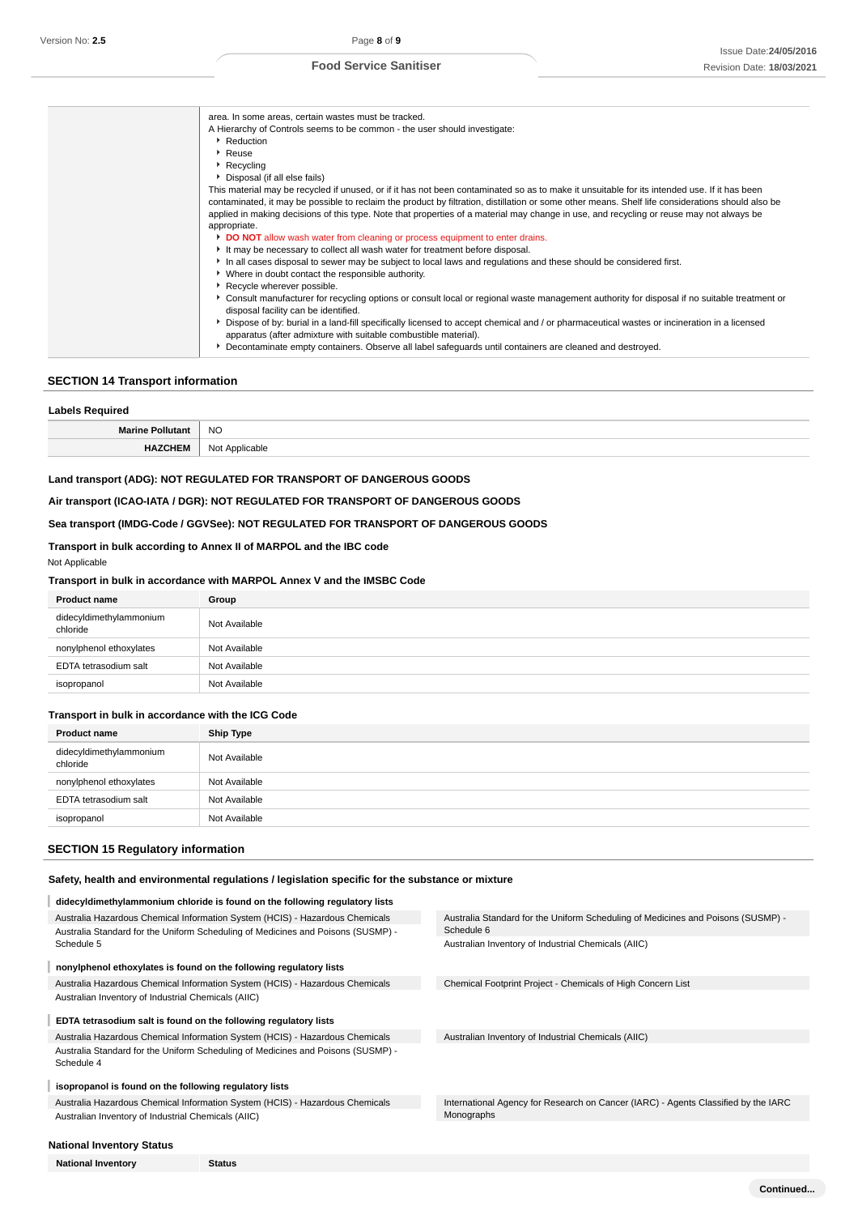| | area. In some areas, certain wastes must be tracked.<br>A Hierarchy of Controls seems to be common - the user should investigate:<br>‣ Reduction<br>‣ Reuse<br>‣ Recycling<br>‣ Disposal (if all else fails)<br>This material may be recycled if unused, or if it has not been contaminated so as to make it unsuitable for its intended use. If it has been contaminated, it may be possible to reclaim the product by filtration, distillation or some other means. Shelf life considerations should also be applied in making decisions of this type. Note that properties of a material may change in use, and recycling or reuse may not always be appropriate.<br>‣ **DO NOT** allow wash water from cleaning or process equipment to enter drains.<br>‣ It may be necessary to collect all wash water for treatment before disposal.<br>‣ In all cases disposal to sewer may be subject to local laws and regulations and these should be considered first.<br>‣ Where in doubt contact the responsible authority.<br>‣ Recycle wherever possible.<br>‣ Consult manufacturer for recycling options or consult local or regional waste management authority for disposal if no suitable treatment or disposal facility can be identified.<br>‣ Dispose of by: burial in a land-fill specifically licensed to accept chemical and / or pharmaceutical wastes or incineration in a licensed apparatus (after admixture with suitable combustible material).<br>‣ Decontaminate empty containers. Observe all label safeguards until containers are cleaned and destroyed. |
|---|---|

## SECTION 14 Transport information

### Labels Required

| | |
|---|---|
| **Marine Pollutant** | NO |
| **HAZCHEM** | Not Applicable |

**Land transport (ADG): NOT REGULATED FOR TRANSPORT OF DANGEROUS GOODS**

**Air transport (ICAO-IATA / DGR): NOT REGULATED FOR TRANSPORT OF DANGEROUS GOODS**

**Sea transport (IMDG-Code / GGVSee): NOT REGULATED FOR TRANSPORT OF DANGEROUS GOODS**

**Transport in bulk according to Annex II of MARPOL and the IBC code**

Not Applicable

**Transport in bulk in accordance with MARPOL Annex V and the IMSBC Code**

| Product name | Group |
|---|---|
| didecyldimethylammonium chloride | Not Available |
| nonylphenol ethoxylates | Not Available |
| EDTA tetrasodium salt | Not Available |
| isopropanol | Not Available |

**Transport in bulk in accordance with the ICG Code**

| Product name | Ship Type |
|---|---|
| didecyldimethylammonium chloride | Not Available |
| nonylphenol ethoxylates | Not Available |
| EDTA tetrasodium salt | Not Available |
| isopropanol | Not Available |

## SECTION 15 Regulatory information

### Safety, health and environmental regulations / legislation specific for the substance or mixture

**didecyldimethylammonium chloride is found on the following regulatory lists**

- Australia Hazardous Chemical Information System (HCIS) - Hazardous Chemicals
- Australia Standard for the Uniform Scheduling of Medicines and Poisons (SUSMP) - Schedule 5
- Australia Standard for the Uniform Scheduling of Medicines and Poisons (SUSMP) - Schedule 6
- Australian Inventory of Industrial Chemicals (AIIC)

**nonylphenol ethoxylates is found on the following regulatory lists**

- Australia Hazardous Chemical Information System (HCIS) - Hazardous Chemicals
- Australian Inventory of Industrial Chemicals (AIIC)
- Chemical Footprint Project - Chemicals of High Concern List

**EDTA tetrasodium salt is found on the following regulatory lists**

- Australia Hazardous Chemical Information System (HCIS) - Hazardous Chemicals
- Australia Standard for the Uniform Scheduling of Medicines and Poisons (SUSMP) - Schedule 4
- Australian Inventory of Industrial Chemicals (AIIC)

**isopropanol is found on the following regulatory lists**

- Australia Hazardous Chemical Information System (HCIS) - Hazardous Chemicals
- Australian Inventory of Industrial Chemicals (AIIC)
- International Agency for Research on Cancer (IARC) - Agents Classified by the IARC Monographs

### National Inventory Status

| National Inventory | Status |
|---|---|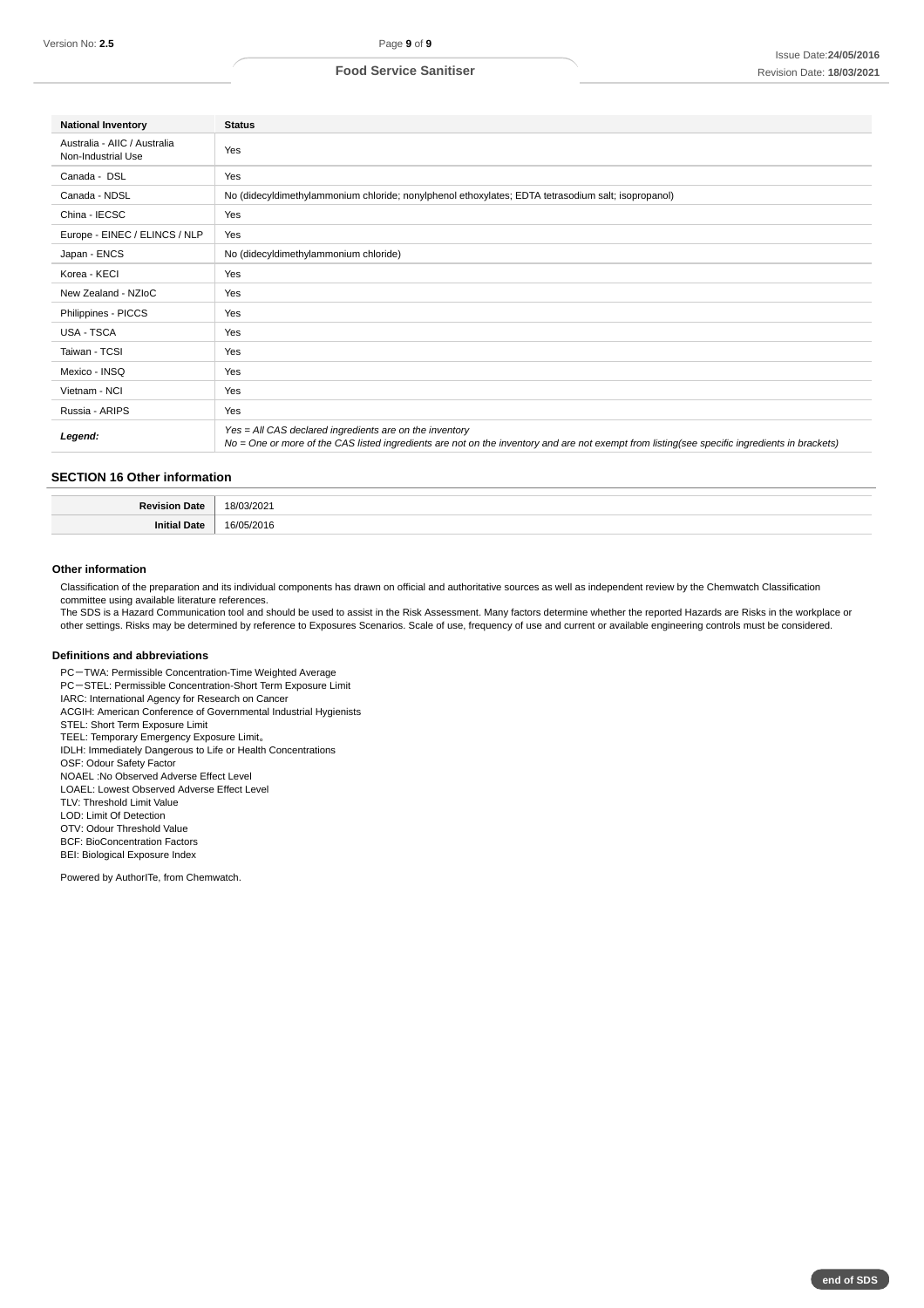| National Inventory | Status |
| --- | --- |
| Australia - AIIC / Australia Non-Industrial Use | Yes |
| Canada - DSL | Yes |
| Canada - NDSL | No (didecyldimethylammonium chloride; nonylphenol ethoxylates; EDTA tetrasodium salt; isopropanol) |
| China - IECSC | Yes |
| Europe - EINEC / ELINCS / NLP | Yes |
| Japan - ENCS | No (didecyldimethylammonium chloride) |
| Korea - KECI | Yes |
| New Zealand - NZIoC | Yes |
| Philippines - PICCS | Yes |
| USA - TSCA | Yes |
| Taiwan - TCSI | Yes |
| Mexico - INSQ | Yes |
| Vietnam - NCI | Yes |
| Russia - ARIPS | Yes |
| ***Legend:*** | *Yes = All CAS declared ingredients are on the inventory*<br>*No = One or more of the CAS listed ingredients are not on the inventory and are not exempt from listing(see specific ingredients in brackets)* |

## SECTION 16 Other information

| | |
| --- | --- |
| **Revision Date** | 18/03/2021 |
| **Initial Date** | 16/05/2016 |

### Other information

Classification of the preparation and its individual components has drawn on official and authoritative sources as well as independent review by the Chemwatch Classification committee using available literature references.
The SDS is a Hazard Communication tool and should be used to assist in the Risk Assessment. Many factors determine whether the reported Hazards are Risks in the workplace or other settings. Risks may be determined by reference to Exposures Scenarios. Scale of use, frequency of use and current or available engineering controls must be considered.

### Definitions and abbreviations

PC－TWA: Permissible Concentration-Time Weighted Average
PC－STEL: Permissible Concentration-Short Term Exposure Limit
IARC: International Agency for Research on Cancer
ACGIH: American Conference of Governmental Industrial Hygienists
STEL: Short Term Exposure Limit
TEEL: Temporary Emergency Exposure Limit。
IDLH: Immediately Dangerous to Life or Health Concentrations
OSF: Odour Safety Factor
NOAEL :No Observed Adverse Effect Level
LOAEL: Lowest Observed Adverse Effect Level
TLV: Threshold Limit Value
LOD: Limit Of Detection
OTV: Odour Threshold Value
BCF: BioConcentration Factors
BEI: Biological Exposure Index

Powered by AuthorITe, from Chemwatch.

end of SDS